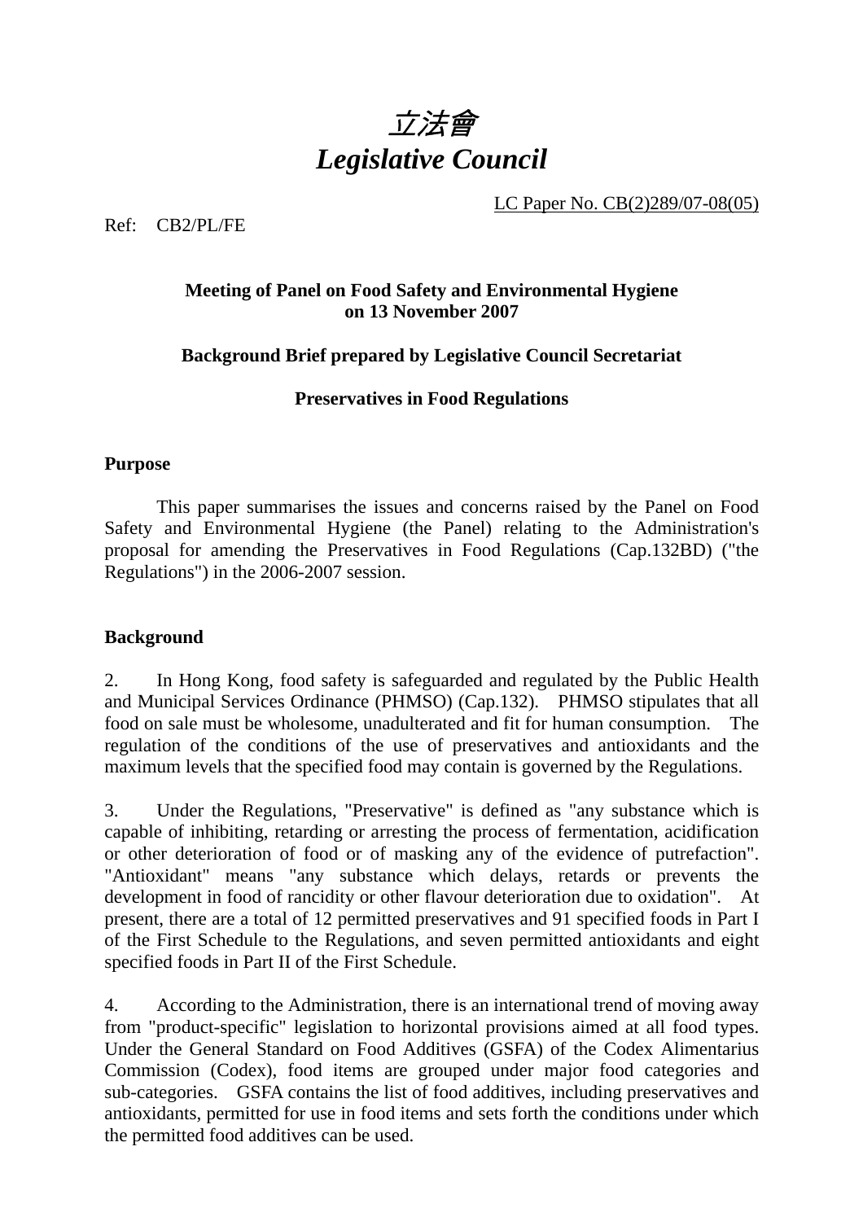# *立法會*
# *Legislative Council*

LC Paper No. CB(2)289/07-08(05)

Ref: CB2/PL/FE

**Meeting of Panel on Food Safety and Environmental Hygiene on 13 November 2007**

**Background Brief prepared by Legislative Council Secretariat**

**Preservatives in Food Regulations**

**Purpose**

This paper summarises the issues and concerns raised by the Panel on Food Safety and Environmental Hygiene (the Panel) relating to the Administration's proposal for amending the Preservatives in Food Regulations (Cap.132BD) ("the Regulations") in the 2006-2007 session.

**Background**

2. In Hong Kong, food safety is safeguarded and regulated by the Public Health and Municipal Services Ordinance (PHMSO) (Cap.132). PHMSO stipulates that all food on sale must be wholesome, unadulterated and fit for human consumption. The regulation of the conditions of the use of preservatives and antioxidants and the maximum levels that the specified food may contain is governed by the Regulations.

3. Under the Regulations, "Preservative" is defined as "any substance which is capable of inhibiting, retarding or arresting the process of fermentation, acidification or other deterioration of food or of masking any of the evidence of putrefaction". "Antioxidant" means "any substance which delays, retards or prevents the development in food of rancidity or other flavour deterioration due to oxidation". At present, there are a total of 12 permitted preservatives and 91 specified foods in Part I of the First Schedule to the Regulations, and seven permitted antioxidants and eight specified foods in Part II of the First Schedule.

4. According to the Administration, there is an international trend of moving away from "product-specific" legislation to horizontal provisions aimed at all food types. Under the General Standard on Food Additives (GSFA) of the Codex Alimentarius Commission (Codex), food items are grouped under major food categories and sub-categories. GSFA contains the list of food additives, including preservatives and antioxidants, permitted for use in food items and sets forth the conditions under which the permitted food additives can be used.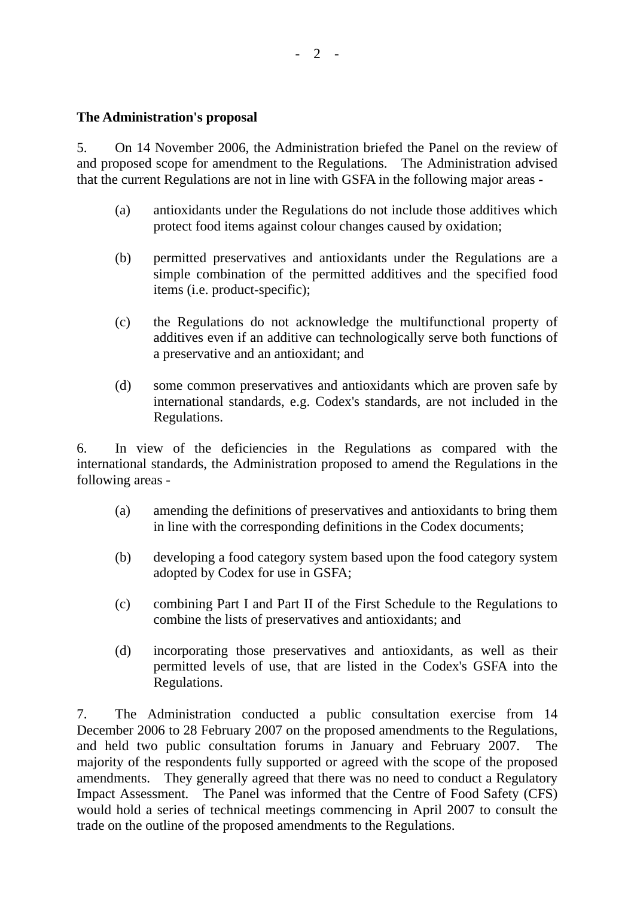**The Administration's proposal**

5. On 14 November 2006, the Administration briefed the Panel on the review of and proposed scope for amendment to the Regulations. The Administration advised that the current Regulations are not in line with GSFA in the following major areas -

(a) antioxidants under the Regulations do not include those additives which protect food items against colour changes caused by oxidation;

(b) permitted preservatives and antioxidants under the Regulations are a simple combination of the permitted additives and the specified food items (i.e. product-specific);

(c) the Regulations do not acknowledge the multifunctional property of additives even if an additive can technologically serve both functions of a preservative and an antioxidant; and

(d) some common preservatives and antioxidants which are proven safe by international standards, e.g. Codex's standards, are not included in the Regulations.

6. In view of the deficiencies in the Regulations as compared with the international standards, the Administration proposed to amend the Regulations in the following areas -

(a) amending the definitions of preservatives and antioxidants to bring them in line with the corresponding definitions in the Codex documents;

(b) developing a food category system based upon the food category system adopted by Codex for use in GSFA;

(c) combining Part I and Part II of the First Schedule to the Regulations to combine the lists of preservatives and antioxidants; and

(d) incorporating those preservatives and antioxidants, as well as their permitted levels of use, that are listed in the Codex's GSFA into the Regulations.

7. The Administration conducted a public consultation exercise from 14 December 2006 to 28 February 2007 on the proposed amendments to the Regulations, and held two public consultation forums in January and February 2007. The majority of the respondents fully supported or agreed with the scope of the proposed amendments. They generally agreed that there was no need to conduct a Regulatory Impact Assessment. The Panel was informed that the Centre of Food Safety (CFS) would hold a series of technical meetings commencing in April 2007 to consult the trade on the outline of the proposed amendments to the Regulations.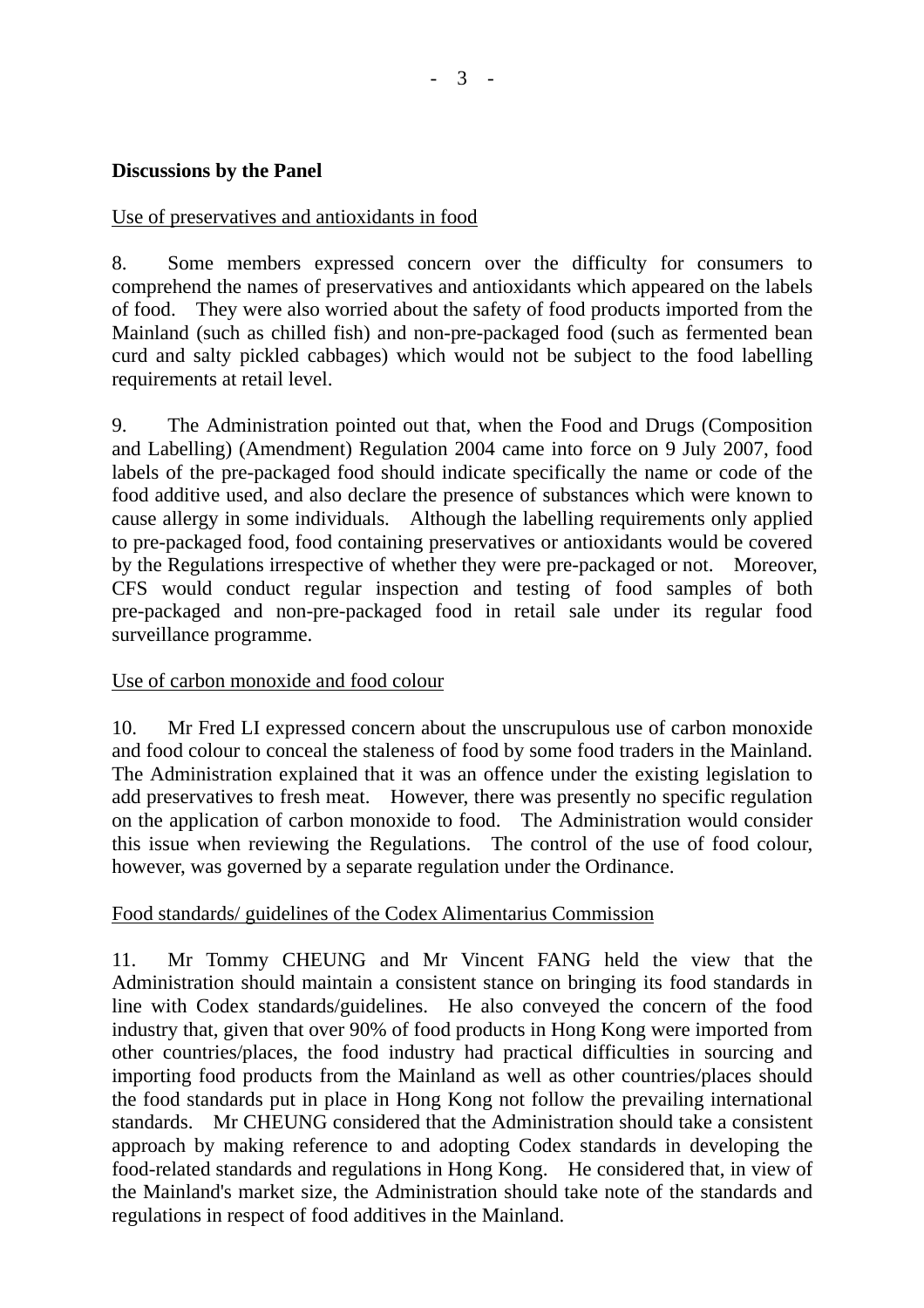**Discussions by the Panel**

Use of preservatives and antioxidants in food

8. Some members expressed concern over the difficulty for consumers to comprehend the names of preservatives and antioxidants which appeared on the labels of food. They were also worried about the safety of food products imported from the Mainland (such as chilled fish) and non-pre-packaged food (such as fermented bean curd and salty pickled cabbages) which would not be subject to the food labelling requirements at retail level.

9. The Administration pointed out that, when the Food and Drugs (Composition and Labelling) (Amendment) Regulation 2004 came into force on 9 July 2007, food labels of the pre-packaged food should indicate specifically the name or code of the food additive used, and also declare the presence of substances which were known to cause allergy in some individuals. Although the labelling requirements only applied to pre-packaged food, food containing preservatives or antioxidants would be covered by the Regulations irrespective of whether they were pre-packaged or not. Moreover, CFS would conduct regular inspection and testing of food samples of both pre-packaged and non-pre-packaged food in retail sale under its regular food surveillance programme.

Use of carbon monoxide and food colour

10. Mr Fred LI expressed concern about the unscrupulous use of carbon monoxide and food colour to conceal the staleness of food by some food traders in the Mainland. The Administration explained that it was an offence under the existing legislation to add preservatives to fresh meat. However, there was presently no specific regulation on the application of carbon monoxide to food. The Administration would consider this issue when reviewing the Regulations. The control of the use of food colour, however, was governed by a separate regulation under the Ordinance.

Food standards/ guidelines of the Codex Alimentarius Commission

11. Mr Tommy CHEUNG and Mr Vincent FANG held the view that the Administration should maintain a consistent stance on bringing its food standards in line with Codex standards/guidelines. He also conveyed the concern of the food industry that, given that over 90% of food products in Hong Kong were imported from other countries/places, the food industry had practical difficulties in sourcing and importing food products from the Mainland as well as other countries/places should the food standards put in place in Hong Kong not follow the prevailing international standards. Mr CHEUNG considered that the Administration should take a consistent approach by making reference to and adopting Codex standards in developing the food-related standards and regulations in Hong Kong. He considered that, in view of the Mainland's market size, the Administration should take note of the standards and regulations in respect of food additives in the Mainland.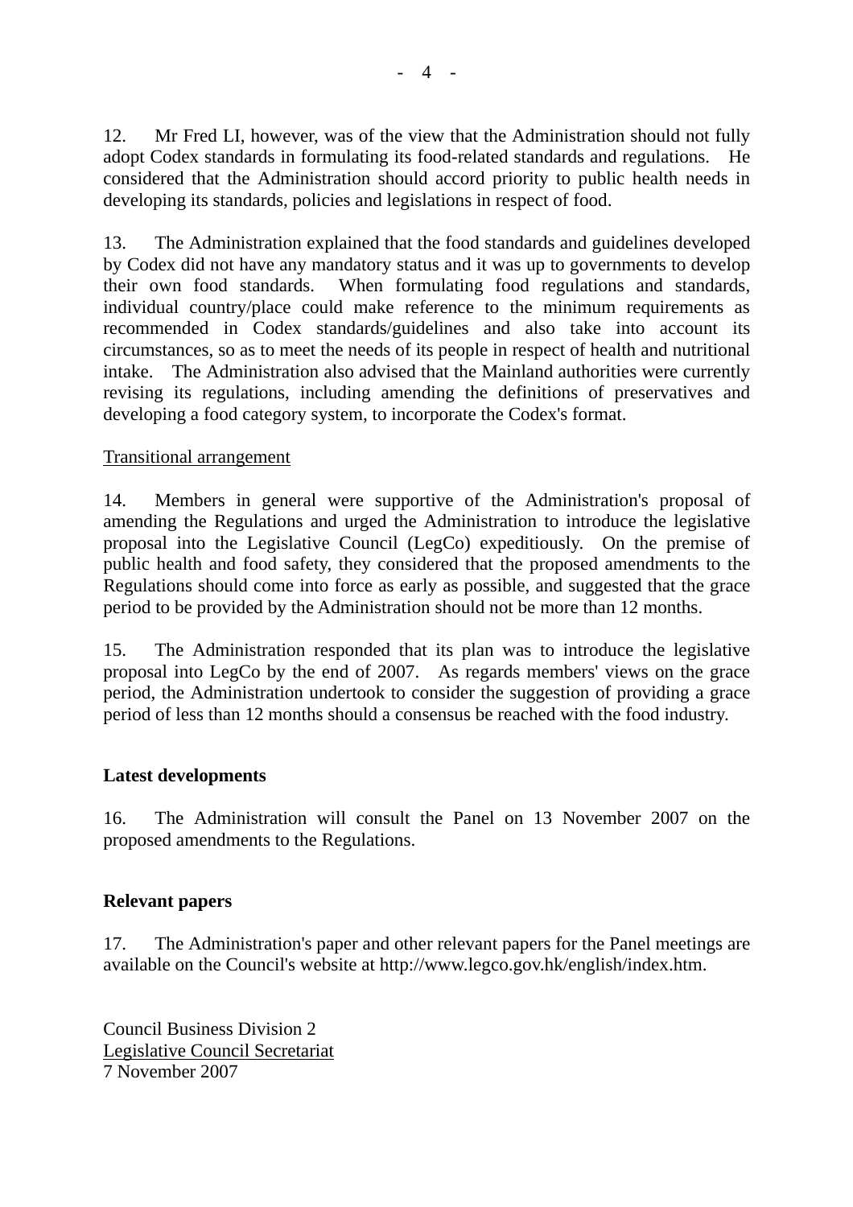12. Mr Fred LI, however, was of the view that the Administration should not fully adopt Codex standards in formulating its food-related standards and regulations. He considered that the Administration should accord priority to public health needs in developing its standards, policies and legislations in respect of food.

13. The Administration explained that the food standards and guidelines developed by Codex did not have any mandatory status and it was up to governments to develop their own food standards. When formulating food regulations and standards, individual country/place could make reference to the minimum requirements as recommended in Codex standards/guidelines and also take into account its circumstances, so as to meet the needs of its people in respect of health and nutritional intake. The Administration also advised that the Mainland authorities were currently revising its regulations, including amending the definitions of preservatives and developing a food category system, to incorporate the Codex's format.

<u>Transitional arrangement</u>

14. Members in general were supportive of the Administration's proposal of amending the Regulations and urged the Administration to introduce the legislative proposal into the Legislative Council (LegCo) expeditiously. On the premise of public health and food safety, they considered that the proposed amendments to the Regulations should come into force as early as possible, and suggested that the grace period to be provided by the Administration should not be more than 12 months.

15. The Administration responded that its plan was to introduce the legislative proposal into LegCo by the end of 2007. As regards members' views on the grace period, the Administration undertook to consider the suggestion of providing a grace period of less than 12 months should a consensus be reached with the food industry.

## Latest developments

16. The Administration will consult the Panel on 13 November 2007 on the proposed amendments to the Regulations.

## Relevant papers

17. The Administration's paper and other relevant papers for the Panel meetings are available on the Council's website at http://www.legco.gov.hk/english/index.htm.

Council Business Division 2
<u>Legislative Council Secretariat</u>
7 November 2007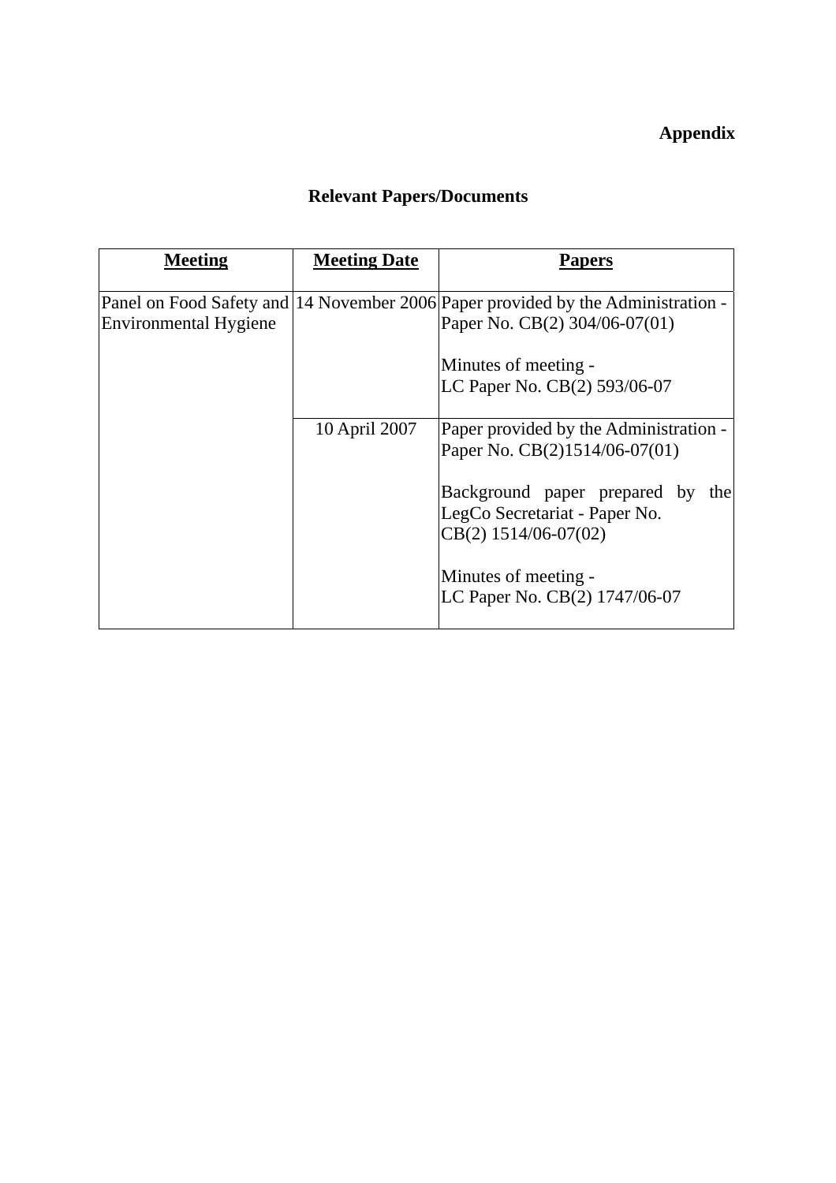**Appendix**

## Relevant Papers/Documents

| Meeting | Meeting Date | Papers |
|---|---|---|
| Panel on Food Safety and Environmental Hygiene | 14 November 2006 | Paper provided by the Administration - Paper No. CB(2) 304/06-07(01)<br><br>Minutes of meeting - LC Paper No. CB(2) 593/06-07 |
| | 10 April 2007 | Paper provided by the Administration - Paper No. CB(2)1514/06-07(01)<br><br>Background paper prepared by the LegCo Secretariat - Paper No. CB(2) 1514/06-07(02)<br><br>Minutes of meeting - LC Paper No. CB(2) 1747/06-07 |